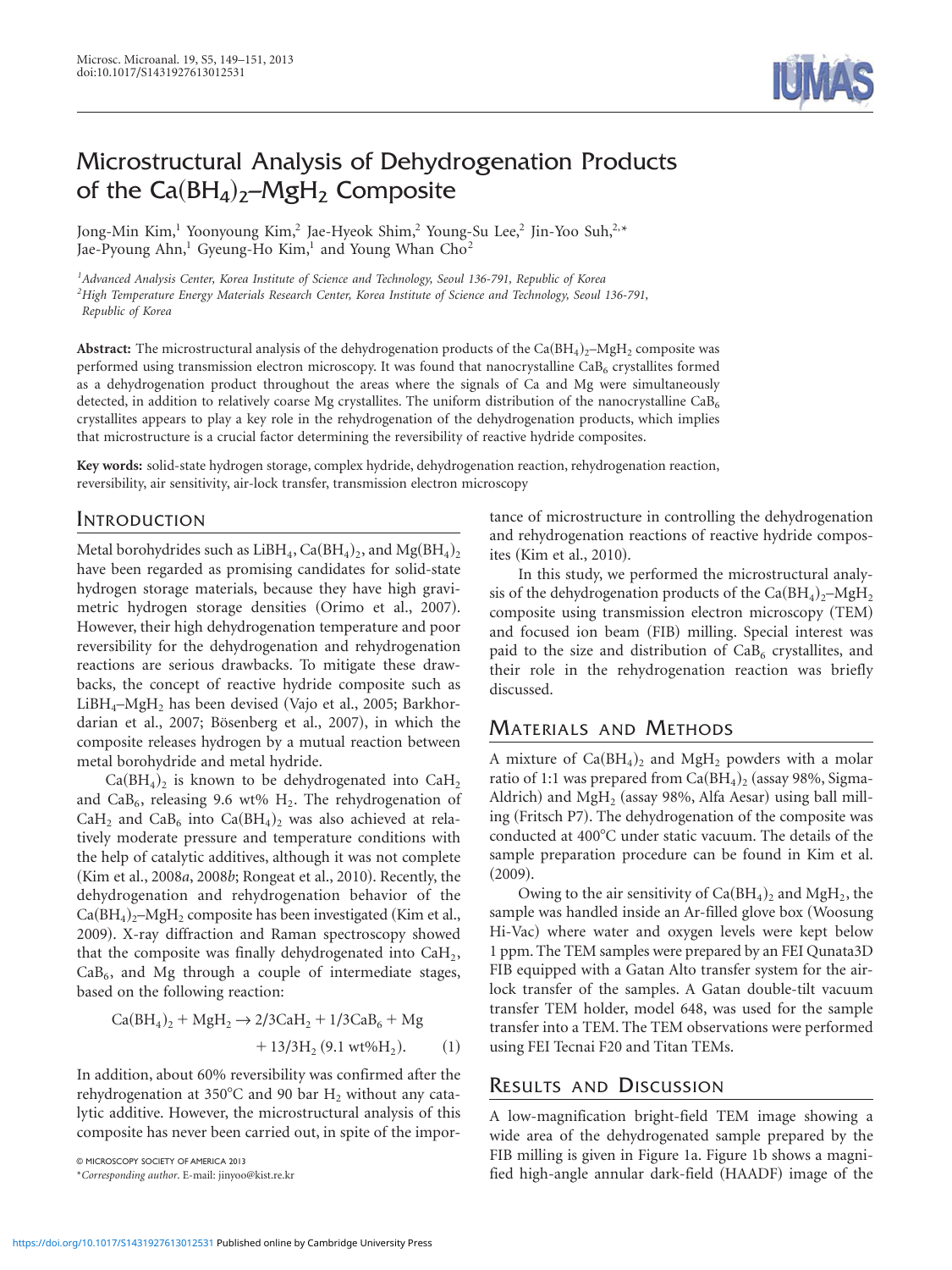# Microstructural Analysis of Dehydrogenation Products of the $Ca(BH_4)_2$–$MgH_2$ Composite

Jong-Min Kim,[1] Yoonyoung Kim,[2] Jae-Hyeok Shim,[2] Young-Su Lee,[2] Jin-Yoo Suh,[2,*] Jae-Pyoung Ahn,[1] Gyeung-Ho Kim,[1] and Young Whan Cho[2]

*[1]Advanced Analysis Center, Korea Institute of Science and Technology, Seoul 136-791, Republic of Korea*
*[2]High Temperature Energy Materials Research Center, Korea Institute of Science and Technology, Seoul 136-791, Republic of Korea*

**Abstract:** The microstructural analysis of the dehydrogenation products of the $Ca(BH_4)_2$–$MgH_2$ composite was performed using transmission electron microscopy. It was found that nanocrystalline $CaB_6$ crystallites formed as a dehydrogenation product throughout the areas where the signals of Ca and Mg were simultaneously detected, in addition to relatively coarse Mg crystallites. The uniform distribution of the nanocrystalline $CaB_6$ crystallites appears to play a key role in the rehydrogenation of the dehydrogenation products, which implies that microstructure is a crucial factor determining the reversibility of reactive hydride composites.

**Key words:** solid-state hydrogen storage, complex hydride, dehydrogenation reaction, rehydrogenation reaction, reversibility, air sensitivity, air-lock transfer, transmission electron microscopy

## Introduction

Metal borohydrides such as $LiBH_4$, $Ca(BH_4)_2$, and $Mg(BH_4)_2$ have been regarded as promising candidates for solid-state hydrogen storage materials, because they have high gravimetric hydrogen storage densities (Orimo et al., 2007). However, their high dehydrogenation temperature and poor reversibility for the dehydrogenation and rehydrogenation reactions are serious drawbacks. To mitigate these drawbacks, the concept of reactive hydride composite such as $LiBH_4$–$MgH_2$ has been devised (Vajo et al., 2005; Barkhordarian et al., 2007; Bösenberg et al., 2007), in which the composite releases hydrogen by a mutual reaction between metal borohydride and metal hydride.

$Ca(BH_4)_2$ is known to be dehydrogenated into $CaH_2$ and $CaB_6$, releasing 9.6 wt% $H_2$. The rehydrogenation of $CaH_2$ and $CaB_6$ into $Ca(BH_4)_2$ was also achieved at relatively moderate pressure and temperature conditions with the help of catalytic additives, although it was not complete (Kim et al., 2008*a*, 2008*b*; Rongeat et al., 2010). Recently, the dehydrogenation and rehydrogenation behavior of the $Ca(BH_4)_2$–$MgH_2$ composite has been investigated (Kim et al., 2009). X-ray diffraction and Raman spectroscopy showed that the composite was finally dehydrogenated into $CaH_2$, $CaB_6$, and Mg through a couple of intermediate stages, based on the following reaction:

$$Ca(BH_4)_2 + MgH_2 \rightarrow 2/3CaH_2 + 1/3CaB_6 + Mg + 13/3H_2 \text{ (9.1 wt\%}H_2). \quad (1)$$

In addition, about 60% reversibility was confirmed after the rehydrogenation at 350°C and 90 bar $H_2$ without any catalytic additive. However, the microstructural analysis of this composite has never been carried out, in spite of the importance of microstructure in controlling the dehydrogenation and rehydrogenation reactions of reactive hydride composites (Kim et al., 2010).

In this study, we performed the microstructural analysis of the dehydrogenation products of the $Ca(BH_4)_2$–$MgH_2$ composite using transmission electron microscopy (TEM) and focused ion beam (FIB) milling. Special interest was paid to the size and distribution of $CaB_6$ crystallites, and their role in the rehydrogenation reaction was briefly discussed.

## Materials and Methods

A mixture of $Ca(BH_4)_2$ and $MgH_2$ powders with a molar ratio of 1:1 was prepared from $Ca(BH_4)_2$ (assay 98%, Sigma-Aldrich) and $MgH_2$ (assay 98%, Alfa Aesar) using ball milling (Fritsch P7). The dehydrogenation of the composite was conducted at 400°C under static vacuum. The details of the sample preparation procedure can be found in Kim et al. (2009).

Owing to the air sensitivity of $Ca(BH_4)_2$ and $MgH_2$, the sample was handled inside an Ar-filled glove box (Woosung Hi-Vac) where water and oxygen levels were kept below 1 ppm. The TEM samples were prepared by an FEI Qunata3D FIB equipped with a Gatan Alto transfer system for the air-lock transfer of the samples. A Gatan double-tilt vacuum transfer TEM holder, model 648, was used for the sample transfer into a TEM. The TEM observations were performed using FEI Tecnai F20 and Titan TEMs.

## Results and Discussion

A low-magnification bright-field TEM image showing a wide area of the dehydrogenated sample prepared by the FIB milling is given in Figure 1a. Figure 1b shows a magnified high-angle annular dark-field (HAADF) image of the

© MICROSCOPY SOCIETY OF AMERICA 2013
*Corresponding author. E-mail: jinyoo@kist.re.kr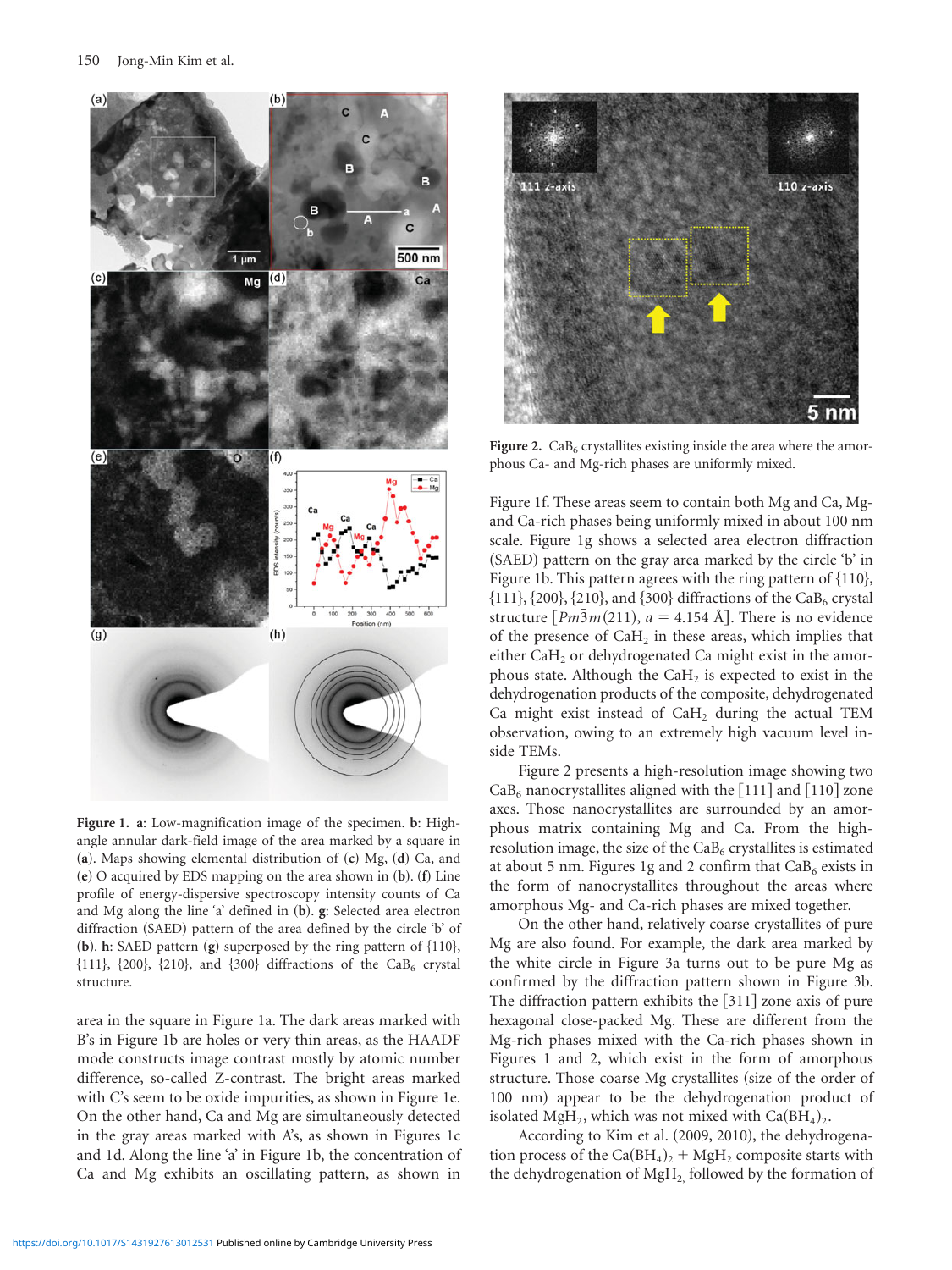**Figure 1.** **a**: Low-magnification image of the specimen. **b**: High-angle annular dark-field image of the area marked by a square in (**a**). Maps showing elemental distribution of (**c**) Mg, (**d**) Ca, and (**e**) O acquired by EDS mapping on the area shown in (**b**). (**f**) Line profile of energy-dispersive spectroscopy intensity counts of Ca and Mg along the line 'a' defined in (**b**). **g**: Selected area electron diffraction (SAED) pattern of the area defined by the circle 'b' of (**b**). **h**: SAED pattern (**g**) superposed by the ring pattern of {110}, {111}, {200}, {210}, and {300} diffractions of the $CaB_6$ crystal structure.

area in the square in Figure 1a. The dark areas marked with B's in Figure 1b are holes or very thin areas, as the HAADF mode constructs image contrast mostly by atomic number difference, so-called Z-contrast. The bright areas marked with C's seem to be oxide impurities, as shown in Figure 1e. On the other hand, Ca and Mg are simultaneously detected in the gray areas marked with A's, as shown in Figures 1c and 1d. Along the line 'a' in Figure 1b, the concentration of Ca and Mg exhibits an oscillating pattern, as shown in Figure 1f. These areas seem to contain both Mg and Ca, Mg- and Ca-rich phases being uniformly mixed in about 100 nm scale. Figure 1g shows a selected area electron diffraction (SAED) pattern on the gray area marked by the circle 'b' in Figure 1b. This pattern agrees with the ring pattern of {110}, {111}, {200}, {210}, and {300} diffractions of the $CaB_6$ crystal structure [$Pm\bar{3}m(211)$, $a = 4.154$ Å]. There is no evidence of the presence of $CaH_2$ in these areas, which implies that either $CaH_2$ or dehydrogenated Ca might exist in the amorphous state. Although the $CaH_2$ is expected to exist in the dehydrogenation products of the composite, dehydrogenated Ca might exist instead of $CaH_2$ during the actual TEM observation, owing to an extremely high vacuum level inside TEMs.

**Figure 2.** $CaB_6$ crystallites existing inside the area where the amorphous Ca- and Mg-rich phases are uniformly mixed.

Figure 2 presents a high-resolution image showing two $CaB_6$ nanocrystallites aligned with the [111] and [110] zone axes. Those nanocrystallites are surrounded by an amorphous matrix containing Mg and Ca. From the high-resolution image, the size of the $CaB_6$ crystallites is estimated at about 5 nm. Figures 1g and 2 confirm that $CaB_6$ exists in the form of nanocrystallites throughout the areas where amorphous Mg- and Ca-rich phases are mixed together.

On the other hand, relatively coarse crystallites of pure Mg are also found. For example, the dark area marked by the white circle in Figure 3a turns out to be pure Mg as confirmed by the diffraction pattern shown in Figure 3b. The diffraction pattern exhibits the [311] zone axis of pure hexagonal close-packed Mg. These are different from the Mg-rich phases mixed with the Ca-rich phases shown in Figures 1 and 2, which exist in the form of amorphous structure. Those coarse Mg crystallites (size of the order of 100 nm) appear to be the dehydrogenation product of isolated $MgH_2$, which was not mixed with $Ca(BH_4)_2$.

According to Kim et al. (2009, 2010), the dehydrogenation process of the $Ca(BH_4)_2 + MgH_2$ composite starts with the dehydrogenation of $MgH_2$, followed by the formation of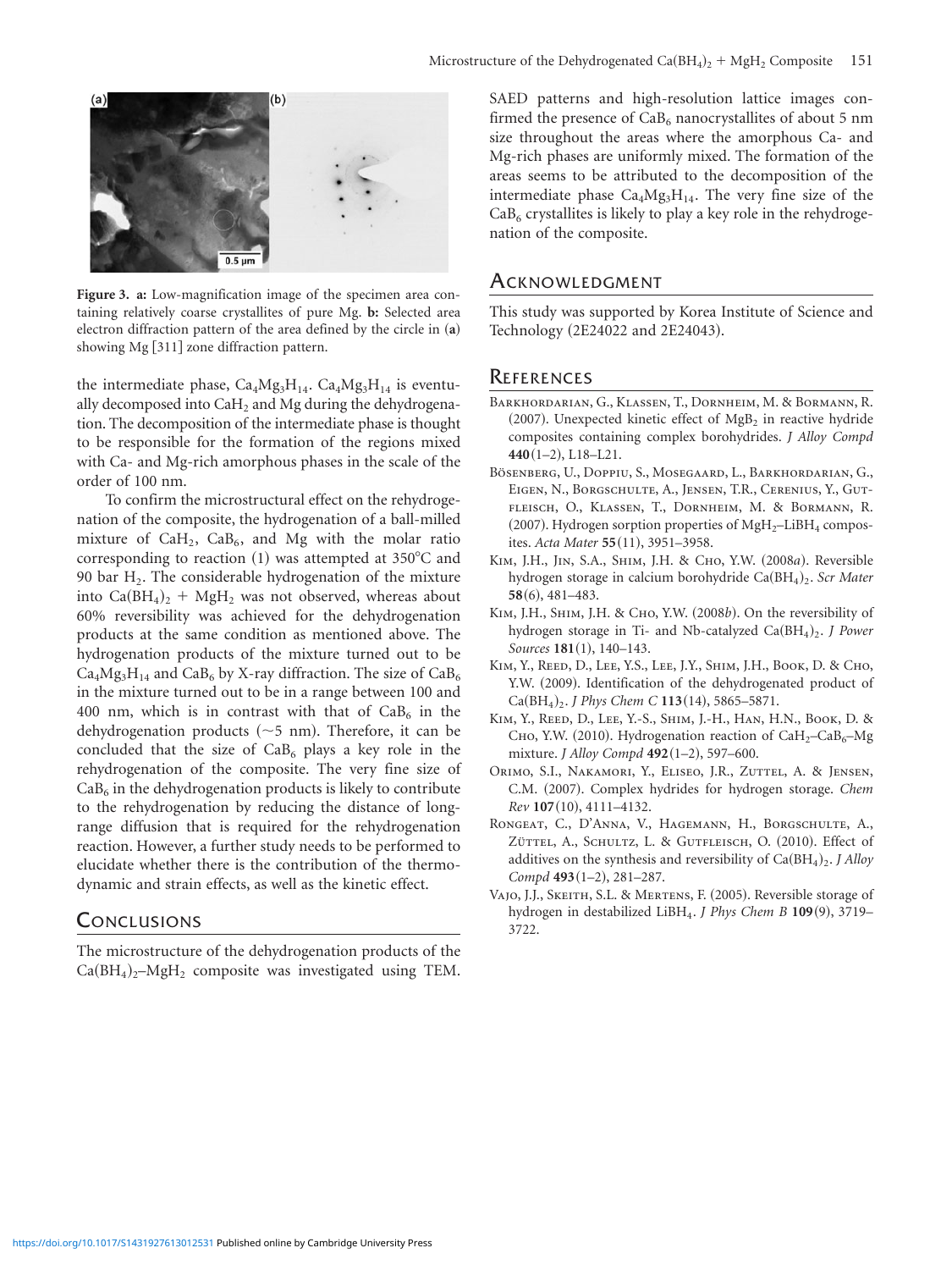(a)

(b)

0.5 μm

**Figure 3.** **a:** Low-magnification image of the specimen area containing relatively coarse crystallites of pure Mg. **b:** Selected area electron diffraction pattern of the area defined by the circle in (**a**) showing Mg [311] zone diffraction pattern.

the intermediate phase, $Ca_4Mg_3H_{14}$. $Ca_4Mg_3H_{14}$ is eventually decomposed into $CaH_2$ and Mg during the dehydrogenation. The decomposition of the intermediate phase is thought to be responsible for the formation of the regions mixed with Ca- and Mg-rich amorphous phases in the scale of the order of 100 nm.

To confirm the microstructural effect on the rehydrogenation of the composite, the hydrogenation of a ball-milled mixture of $CaH_2$, $CaB_6$, and Mg with the molar ratio corresponding to reaction (1) was attempted at 350°C and 90 bar $H_2$. The considerable hydrogenation of the mixture into $Ca(BH_4)_2 + MgH_2$ was not observed, whereas about 60% reversibility was achieved for the dehydrogenation products at the same condition as mentioned above. The hydrogenation products of the mixture turned out to be $Ca_4Mg_3H_{14}$ and $CaB_6$ by X-ray diffraction. The size of $CaB_6$ in the mixture turned out to be in a range between 100 and 400 nm, which is in contrast with that of $CaB_6$ in the dehydrogenation products (~5 nm). Therefore, it can be concluded that the size of $CaB_6$ plays a key role in the rehydrogenation of the composite. The very fine size of $CaB_6$ in the dehydrogenation products is likely to contribute to the rehydrogenation by reducing the distance of long-range diffusion that is required for the rehydrogenation reaction. However, a further study needs to be performed to elucidate whether there is the contribution of the thermodynamic and strain effects, as well as the kinetic effect.

## Conclusions

The microstructure of the dehydrogenation products of the $Ca(BH_4)_2$–$MgH_2$ composite was investigated using TEM. SAED patterns and high-resolution lattice images confirmed the presence of $CaB_6$ nanocrystallites of about 5 nm size throughout the areas where the amorphous Ca- and Mg-rich phases are uniformly mixed. The formation of the areas seems to be attributed to the decomposition of the intermediate phase $Ca_4Mg_3H_{14}$. The very fine size of the $CaB_6$ crystallites is likely to play a key role in the rehydrogenation of the composite.

## Acknowledgment

This study was supported by Korea Institute of Science and Technology (2E24022 and 2E24043).

## References

Barkhordarian, G., Klassen, T., Dornheim, M. & Bormann, R. (2007). Unexpected kinetic effect of $MgB_2$ in reactive hydride composites containing complex borohydrides. *J Alloy Compd* **440**(1–2), L18–L21.

Bösenberg, U., Doppiu, S., Mosegaard, L., Barkhordarian, G., Eigen, N., Borgschulte, A., Jensen, T.R., Cerenius, Y., Gutfleisch, O., Klassen, T., Dornheim, M. & Bormann, R. (2007). Hydrogen sorption properties of $MgH_2$–$LiBH_4$ composites. *Acta Mater* **55**(11), 3951–3958.

Kim, J.H., Jin, S.A., Shim, J.H. & Cho, Y.W. (2008*a*). Reversible hydrogen storage in calcium borohydride $Ca(BH_4)_2$. *Scr Mater* **58**(6), 481–483.

Kim, J.H., Shim, J.H. & Cho, Y.W. (2008*b*). On the reversibility of hydrogen storage in Ti- and Nb-catalyzed $Ca(BH_4)_2$. *J Power Sources* **181**(1), 140–143.

Kim, Y., Reed, D., Lee, Y.S., Lee, J.Y., Shim, J.H., Book, D. & Cho, Y.W. (2009). Identification of the dehydrogenated product of $Ca(BH_4)_2$. *J Phys Chem C* **113**(14), 5865–5871.

Kim, Y., Reed, D., Lee, Y.-S., Shim, J.-H., Han, H.N., Book, D. & Cho, Y.W. (2010). Hydrogenation reaction of $CaH_2$–$CaB_6$–Mg mixture. *J Alloy Compd* **492**(1–2), 597–600.

Orimo, S.I., Nakamori, Y., Eliseo, J.R., Zuttel, A. & Jensen, C.M. (2007). Complex hydrides for hydrogen storage. *Chem Rev* **107**(10), 4111–4132.

Rongeat, C., D'Anna, V., Hagemann, H., Borgschulte, A., Züttel, A., Schultz, L. & Gutfleisch, O. (2010). Effect of additives on the synthesis and reversibility of $Ca(BH_4)_2$. *J Alloy Compd* **493**(1–2), 281–287.

Vajo, J.J., Skeith, S.L. & Mertens, F. (2005). Reversible storage of hydrogen in destabilized $LiBH_4$. *J Phys Chem B* **109**(9), 3719–3722.